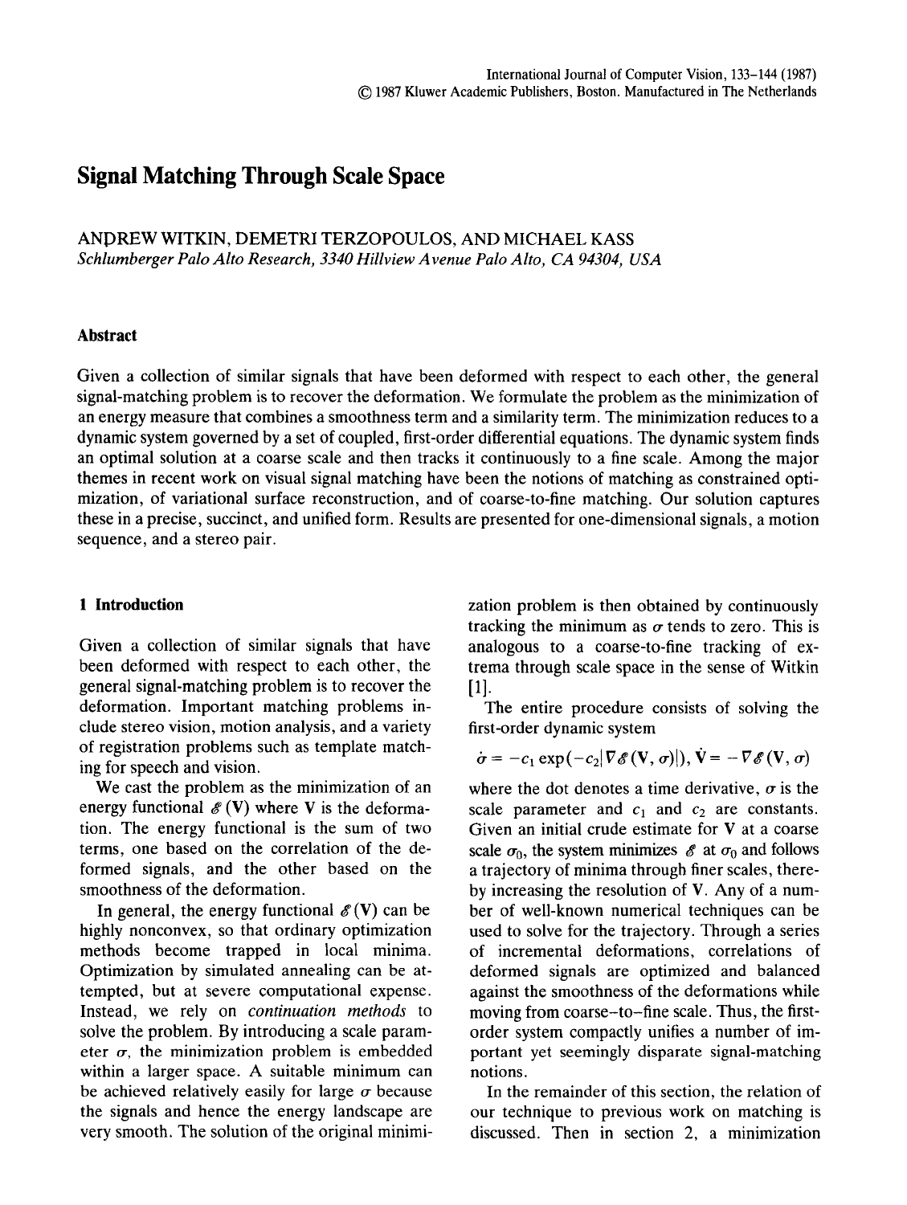# Signal Matching Through Scale Space

ANDREW WITKIN, DEMETRI TERZOPOULOS, AND MICHAEL KASS

*Schlumberger Palo Alto Research, 3340 Hillview Avenue Palo Alto, CA 94304, USA*

## Abstract

Given a collection of similar signals that have been deformed with respect to each other, the general signal-matching problem is to recover the deformation. We formulate the problem as the minimization of an energy measure that combines a smoothness term and a similarity term. The minimization reduces to a dynamic system governed by a set of coupled, first-order differential equations. The dynamic system finds an optimal solution at a coarse scale and then tracks it continuously to a fine scale. Among the major themes in recent work on visual signal matching have been the notions of matching as constrained optimization, of variational surface reconstruction, and of coarse-to-fine matching. Our solution captures these in a precise, succinct, and unified form. Results are presented for one-dimensional signals, a motion sequence, and a stereo pair.

## 1 Introduction

Given a collection of similar signals that have been deformed with respect to each other, the general signal-matching problem is to recover the deformation. Important matching problems include stereo vision, motion analysis, and a variety of registration problems such as template matching for speech and vision.

We cast the problem as the minimization of an energy functional $\mathscr{E}(\mathbf{V})$ where $\mathbf{V}$ is the deformation. The energy functional is the sum of two terms, one based on the correlation of the deformed signals, and the other based on the smoothness of the deformation.

In general, the energy functional $\mathscr{E}(\mathbf{V})$ can be highly nonconvex, so that ordinary optimization methods become trapped in local minima. Optimization by simulated annealing can be attempted, but at severe computational expense. Instead, we rely on *continuation methods* to solve the problem. By introducing a scale parameter $\sigma$, the minimization problem is embedded within a larger space. A suitable minimum can be achieved relatively easily for large $\sigma$ because the signals and hence the energy landscape are very smooth. The solution of the original minimization problem is then obtained by continuously tracking the minimum as $\sigma$ tends to zero. This is analogous to a coarse-to-fine tracking of extrema through scale space in the sense of Witkin [1].

The entire procedure consists of solving the first-order dynamic system

$$\dot{\sigma} = -c_1 \exp(-c_2|\nabla\mathscr{E}(\mathbf{V}, \sigma)|),\ \dot{\mathbf{V}} = -\nabla\mathscr{E}(\mathbf{V}, \sigma)$$

where the dot denotes a time derivative, $\sigma$ is the scale parameter and $c_1$ and $c_2$ are constants. Given an initial crude estimate for $\mathbf{V}$ at a coarse scale $\sigma_0$, the system minimizes $\mathscr{E}$ at $\sigma_0$ and follows a trajectory of minima through finer scales, thereby increasing the resolution of $\mathbf{V}$. Any of a number of well-known numerical techniques can be used to solve for the trajectory. Through a series of incremental deformations, correlations of deformed signals are optimized and balanced against the smoothness of the deformations while moving from coarse-to-fine scale. Thus, the first-order system compactly unifies a number of important yet seemingly disparate signal-matching notions.

In the remainder of this section, the relation of our technique to previous work on matching is discussed. Then in section 2, a minimization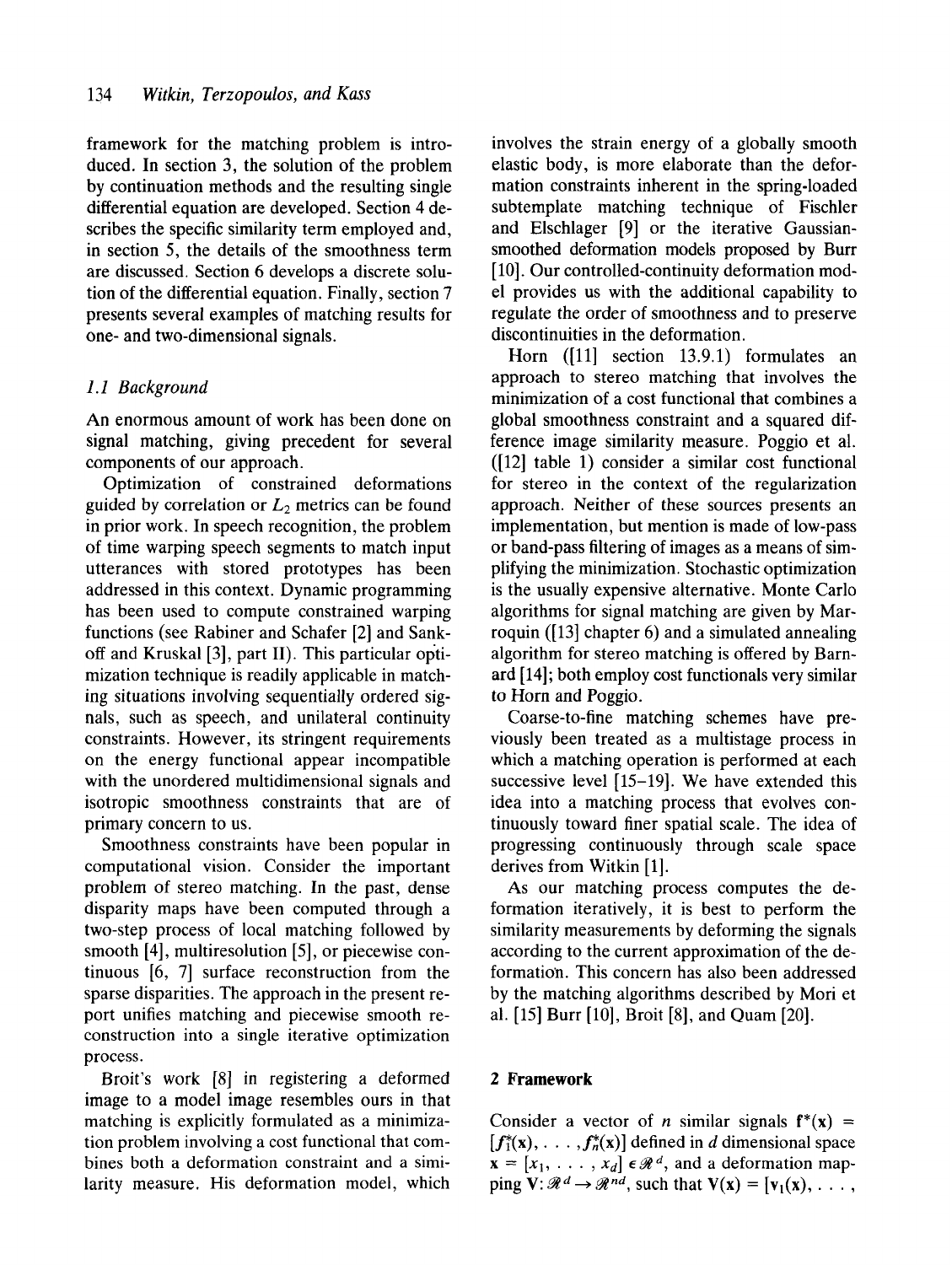framework for the matching problem is introduced. In section 3, the solution of the problem by continuation methods and the resulting single differential equation are developed. Section 4 describes the specific similarity term employed and, in section 5, the details of the smoothness term are discussed. Section 6 develops a discrete solution of the differential equation. Finally, section 7 presents several examples of matching results for one- and two-dimensional signals.

### 1.1 Background

An enormous amount of work has been done on signal matching, giving precedent for several components of our approach.

Optimization of constrained deformations guided by correlation or $L_2$ metrics can be found in prior work. In speech recognition, the problem of time warping speech segments to match input utterances with stored prototypes has been addressed in this context. Dynamic programming has been used to compute constrained warping functions (see Rabiner and Schafer [2] and Sankoff and Kruskal [3], part II). This particular optimization technique is readily applicable in matching situations involving sequentially ordered signals, such as speech, and unilateral continuity constraints. However, its stringent requirements on the energy functional appear incompatible with the unordered multidimensional signals and isotropic smoothness constraints that are of primary concern to us.

Smoothness constraints have been popular in computational vision. Consider the important problem of stereo matching. In the past, dense disparity maps have been computed through a two-step process of local matching followed by smooth [4], multiresolution [5], or piecewise continuous [6, 7] surface reconstruction from the sparse disparities. The approach in the present report unifies matching and piecewise smooth reconstruction into a single iterative optimization process.

Broit's work [8] in registering a deformed image to a model image resembles ours in that matching is explicitly formulated as a minimization problem involving a cost functional that combines both a deformation constraint and a similarity measure. His deformation model, which involves the strain energy of a globally smooth elastic body, is more elaborate than the deformation constraints inherent in the spring-loaded subtemplate matching technique of Fischler and Elschlager [9] or the iterative Gaussian-smoothed deformation models proposed by Burr [10]. Our controlled-continuity deformation model provides us with the additional capability to regulate the order of smoothness and to preserve discontinuities in the deformation.

Horn ([11] section 13.9.1) formulates an approach to stereo matching that involves the minimization of a cost functional that combines a global smoothness constraint and a squared difference image similarity measure. Poggio et al. ([12] table 1) consider a similar cost functional for stereo in the context of the regularization approach. Neither of these sources presents an implementation, but mention is made of low-pass or band-pass filtering of images as a means of simplifying the minimization. Stochastic optimization is the usually expensive alternative. Monte Carlo algorithms for signal matching are given by Marroquin ([13] chapter 6) and a simulated annealing algorithm for stereo matching is offered by Barnard [14]; both employ cost functionals very similar to Horn and Poggio.

Coarse-to-fine matching schemes have previously been treated as a multistage process in which a matching operation is performed at each successive level [15–19]. We have extended this idea into a matching process that evolves continuously toward finer spatial scale. The idea of progressing continuously through scale space derives from Witkin [1].

As our matching process computes the deformation iteratively, it is best to perform the similarity measurements by deforming the signals according to the current approximation of the deformation. This concern has also been addressed by the matching algorithms described by Mori et al. [15] Burr [10], Broit [8], and Quam [20].

## 2 Framework

Consider a vector of $n$ similar signals $\mathbf{f}^*(\mathbf{x}) = [f_1^*(\mathbf{x}), \ldots, f_n^*(\mathbf{x})]$ defined in $d$ dimensional space $\mathbf{x} = [x_1, \ldots, x_d] \in \mathscr{R}^d$, and a deformation mapping $\mathbf{V}: \mathscr{R}^d \rightarrow \mathscr{R}^{nd}$, such that $\mathbf{V}(\mathbf{x}) = [\mathbf{v}_1(\mathbf{x}), \ldots,$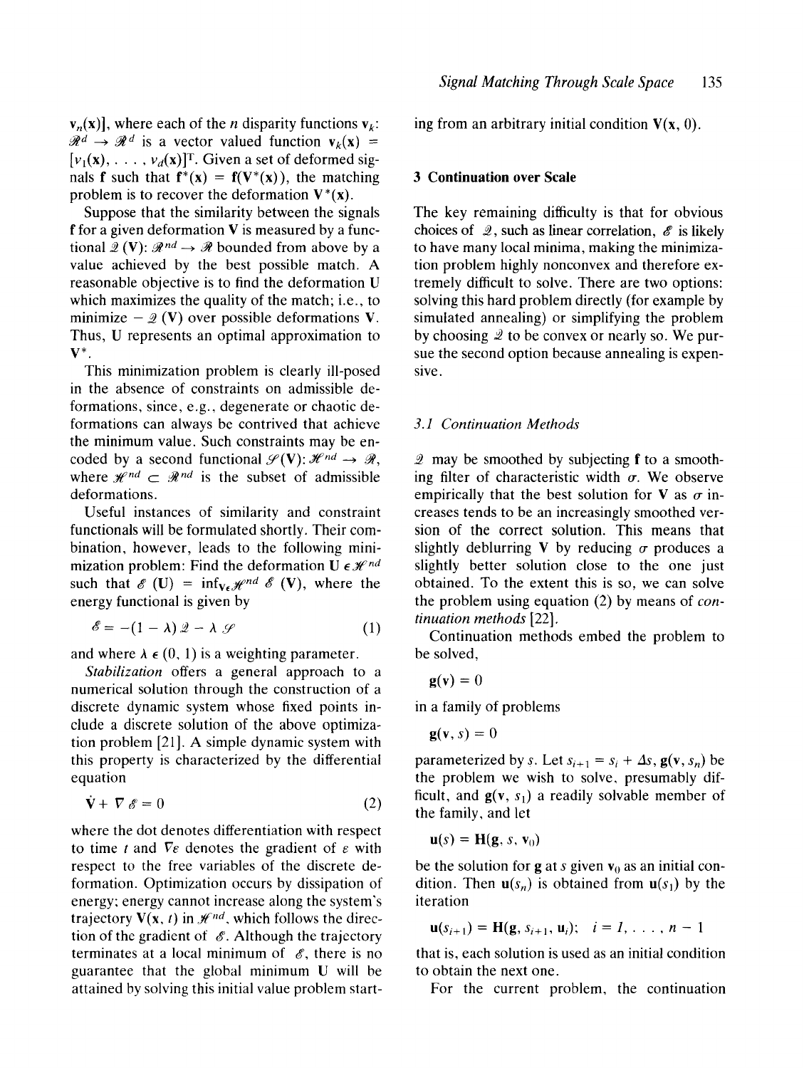$\mathbf{v}_n(\mathbf{x})]$, where each of the $n$ disparity functions $\mathbf{v}_k$: $\mathscr{R}^d \rightarrow \mathscr{R}^d$ is a vector valued function $\mathbf{v}_k(\mathbf{x}) = [v_1(\mathbf{x}), \ldots, v_d(\mathbf{x})]^T$. Given a set of deformed signals $\mathbf{f}$ such that $\mathbf{f}^*(\mathbf{x}) = \mathbf{f}(\mathbf{V}^*(\mathbf{x}))$, the matching problem is to recover the deformation $\mathbf{V}^*(\mathbf{x})$.

Suppose that the similarity between the signals $\mathbf{f}$ for a given deformation $\mathbf{V}$ is measured by a functional $\mathscr{Q}(\mathbf{V})$: $\mathscr{R}^{nd} \rightarrow \mathscr{R}$ bounded from above by a value achieved by the best possible match. A reasonable objective is to find the deformation $\mathbf{U}$ which maximizes the quality of the match; i.e., to minimize $-\mathscr{Q}(\mathbf{V})$ over possible deformations $\mathbf{V}$. Thus, $\mathbf{U}$ represents an optimal approximation to $\mathbf{V}^*$.

This minimization problem is clearly ill-posed in the absence of constraints on admissible deformations, since, e.g., degenerate or chaotic deformations can always be contrived that achieve the minimum value. Such constraints may be encoded by a second functional $\mathscr{S}(\mathbf{V})$: $\mathscr{H}^{nd} \rightarrow \mathscr{R}$, where $\mathscr{H}^{nd} \subset \mathscr{R}^{nd}$ is the subset of admissible deformations.

Useful instances of similarity and constraint functionals will be formulated shortly. Their combination, however, leads to the following minimization problem: Find the deformation $\mathbf{U} \in \mathscr{H}^{nd}$ such that $\mathscr{E}(\mathbf{U}) = \inf_{\mathbf{V} \in \mathscr{H}^{nd}} \mathscr{E}(\mathbf{V})$, where the energy functional is given by

$$\mathscr{E} = -(1 - \lambda)\mathscr{Q} - \lambda \mathscr{S} \tag{1}$$

and where $\lambda \in (0, 1)$ is a weighting parameter.

*Stabilization* offers a general approach to a numerical solution through the construction of a discrete dynamic system whose fixed points include a discrete solution of the above optimization problem [21]. A simple dynamic system with this property is characterized by the differential equation

$$\dot{\mathbf{V}} + \nabla \mathscr{E} = 0 \tag{2}$$

where the dot denotes differentiation with respect to time $t$ and $\nabla \varepsilon$ denotes the gradient of $\varepsilon$ with respect to the free variables of the discrete deformation. Optimization occurs by dissipation of energy; energy cannot increase along the system's trajectory $\mathbf{V}(\mathbf{x}, t)$ in $\mathscr{H}^{nd}$, which follows the direction of the gradient of $\mathscr{E}$. Although the trajectory terminates at a local minimum of $\mathscr{E}$, there is no guarantee that the global minimum $\mathbf{U}$ will be attained by solving this initial value problem starting from an arbitrary initial condition $\mathbf{V}(\mathbf{x}, 0)$.

## 3 Continuation over Scale

The key remaining difficulty is that for obvious choices of $\mathscr{Q}$, such as linear correlation, $\mathscr{E}$ is likely to have many local minima, making the minimization problem highly nonconvex and therefore extremely difficult to solve. There are two options: solving this hard problem directly (for example by simulated annealing) or simplifying the problem by choosing $\mathscr{Q}$ to be convex or nearly so. We pursue the second option because annealing is expensive.

### 3.1 Continuation Methods

$\mathscr{Q}$ may be smoothed by subjecting $\mathbf{f}$ to a smoothing filter of characteristic width $\sigma$. We observe empirically that the best solution for $\mathbf{V}$ as $\sigma$ increases tends to be an increasingly smoothed version of the correct solution. This means that slightly deblurring $\mathbf{V}$ by reducing $\sigma$ produces a slightly better solution close to the one just obtained. To the extent this is so, we can solve the problem using equation (2) by means of *continuation methods* [22].

Continuation methods embed the problem to be solved,

$$\mathbf{g}(\mathbf{v}) = 0$$

in a family of problems

$$\mathbf{g}(\mathbf{v}, s) = 0$$

parameterized by $s$. Let $s_{i+1} = s_i + \Delta s$, $\mathbf{g}(\mathbf{v}, s_n)$ be the problem we wish to solve, presumably difficult, and $\mathbf{g}(\mathbf{v}, s_1)$ a readily solvable member of the family, and let

$$\mathbf{u}(s) = \mathbf{H}(\mathbf{g}, s, \mathbf{v}_0)$$

be the solution for $\mathbf{g}$ at $s$ given $\mathbf{v}_0$ as an initial condition. Then $\mathbf{u}(s_n)$ is obtained from $\mathbf{u}(s_1)$ by the iteration

$$\mathbf{u}(s_{i+1}) = \mathbf{H}(\mathbf{g}, s_{i+1}, \mathbf{u}_i); \quad i = 1, \ldots, n - 1$$

that is, each solution is used as an initial condition to obtain the next one.

For the current problem, the continuation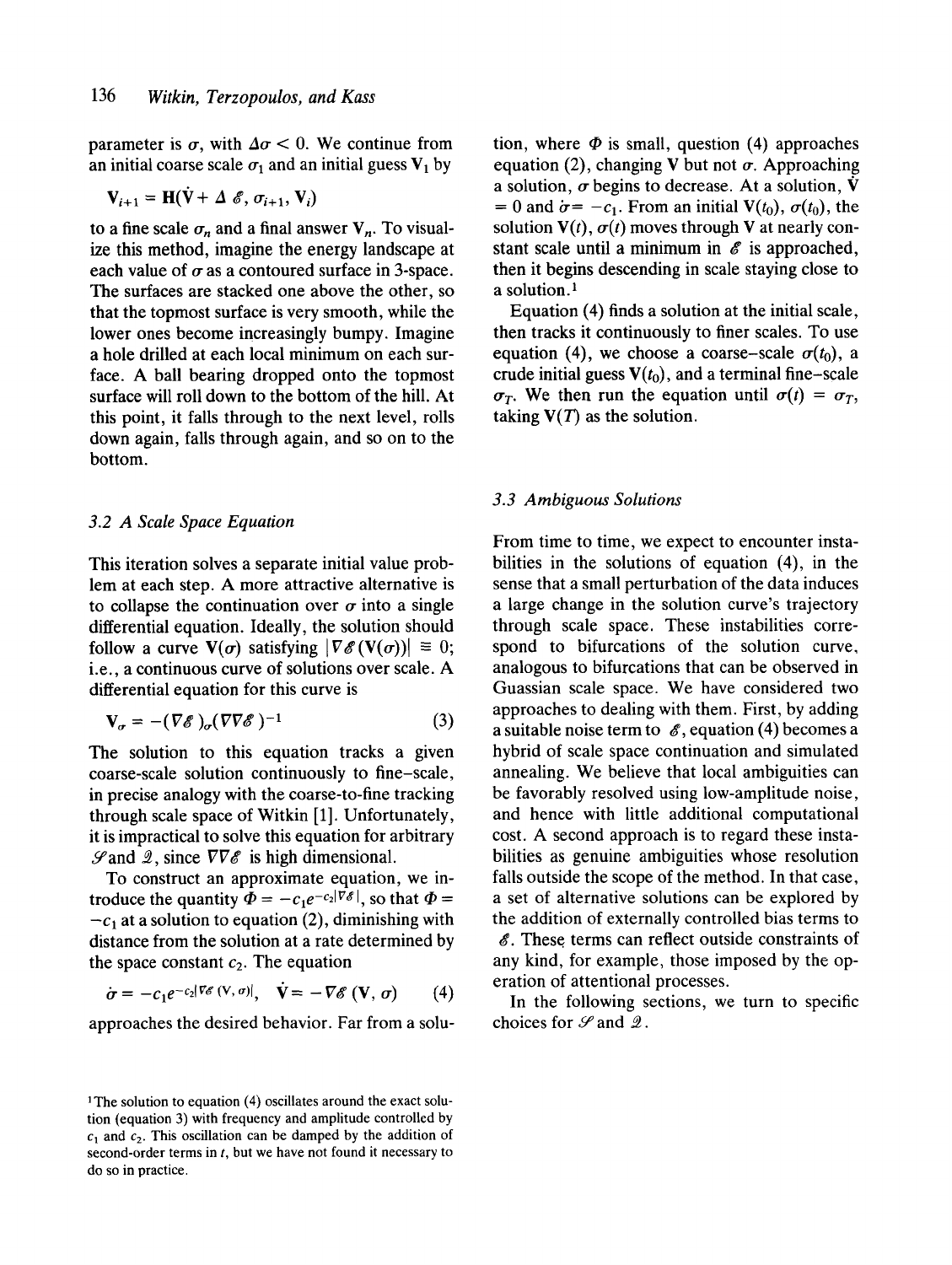parameter is $\sigma$, with $\Delta\sigma < 0$. We continue from an initial coarse scale $\sigma_1$ and an initial guess $\mathbf{V}_1$ by

$$\mathbf{V}_{i+1} = \mathbf{H}(\dot{\mathbf{V}} + \Delta\ \mathcal{E}, \sigma_{i+1}, \mathbf{V}_i)$$

to a fine scale $\sigma_n$ and a final answer $\mathbf{V}_n$. To visualize this method, imagine the energy landscape at each value of $\sigma$ as a contoured surface in 3-space. The surfaces are stacked one above the other, so that the topmost surface is very smooth, while the lower ones become increasingly bumpy. Imagine a hole drilled at each local minimum on each surface. A ball bearing dropped onto the topmost surface will roll down to the bottom of the hill. At this point, it falls through to the next level, rolls down again, falls through again, and so on to the bottom.

### 3.2 A Scale Space Equation

This iteration solves a separate initial value problem at each step. A more attractive alternative is to collapse the continuation over $\sigma$ into a single differential equation. Ideally, the solution should follow a curve $\mathbf{V}(\sigma)$ satisfying $|\nabla\mathcal{E}(\mathbf{V}(\sigma))| \equiv 0$; i.e., a continuous curve of solutions over scale. A differential equation for this curve is

$$\mathbf{V}_\sigma = -(\nabla\mathcal{E})_\sigma(\nabla\nabla\mathcal{E})^{-1} \tag{3}$$

The solution to this equation tracks a given coarse-scale solution continuously to fine–scale, in precise analogy with the coarse-to-fine tracking through scale space of Witkin [1]. Unfortunately, it is impractical to solve this equation for arbitrary $\mathcal{S}$ and $\mathcal{Q}$, since $\nabla\nabla\mathcal{E}$ is high dimensional.

To construct an approximate equation, we introduce the quantity $\Phi = -c_1 e^{-c_2|\nabla\mathcal{E}|}$, so that $\Phi = -c_1$ at a solution to equation (2), diminishing with distance from the solution at a rate determined by the space constant $c_2$. The equation

$$\dot{\sigma} = -c_1 e^{-c_2|\nabla\mathcal{E}(\mathbf{V},\sigma)|}, \quad \dot{\mathbf{V}} = -\nabla\mathcal{E}(\mathbf{V}, \sigma) \tag{4}$$

approaches the desired behavior. Far from a solution, where $\Phi$ is small, question (4) approaches equation (2), changing $\mathbf{V}$ but not $\sigma$. Approaching a solution, $\sigma$ begins to decrease. At a solution, $\dot{\mathbf{V}} = 0$ and $\dot{\sigma} = -c_1$. From an initial $\mathbf{V}(t_0)$, $\sigma(t_0)$, the solution $\mathbf{V}(t)$, $\sigma(t)$ moves through $\mathbf{V}$ at nearly constant scale until a minimum in $\mathcal{E}$ is approached, then it begins descending in scale staying close to a solution.[1]

Equation (4) finds a solution at the initial scale, then tracks it continuously to finer scales. To use equation (4), we choose a coarse-scale $\sigma(t_0)$, a crude initial guess $\mathbf{V}(t_0)$, and a terminal fine-scale $\sigma_T$. We then run the equation until $\sigma(t) = \sigma_T$, taking $\mathbf{V}(T)$ as the solution.

### 3.3 Ambiguous Solutions

From time to time, we expect to encounter instabilities in the solutions of equation (4), in the sense that a small perturbation of the data induces a large change in the solution curve's trajectory through scale space. These instabilities correspond to bifurcations of the solution curve, analogous to bifurcations that can be observed in Guassian scale space. We have considered two approaches to dealing with them. First, by adding a suitable noise term to $\mathcal{E}$, equation (4) becomes a hybrid of scale space continuation and simulated annealing. We believe that local ambiguities can be favorably resolved using low-amplitude noise, and hence with little additional computational cost. A second approach is to regard these instabilities as genuine ambiguities whose resolution falls outside the scope of the method. In that case, a set of alternative solutions can be explored by the addition of externally controlled bias terms to $\mathcal{E}$. These terms can reflect outside constraints of any kind, for example, those imposed by the operation of attentional processes.

In the following sections, we turn to specific choices for $\mathcal{S}$ and $\mathcal{Q}$.

[1] The solution to equation (4) oscillates around the exact solution (equation 3) with frequency and amplitude controlled by $c_1$ and $c_2$. This oscillation can be damped by the addition of second-order terms in $t$, but we have not found it necessary to do so in practice.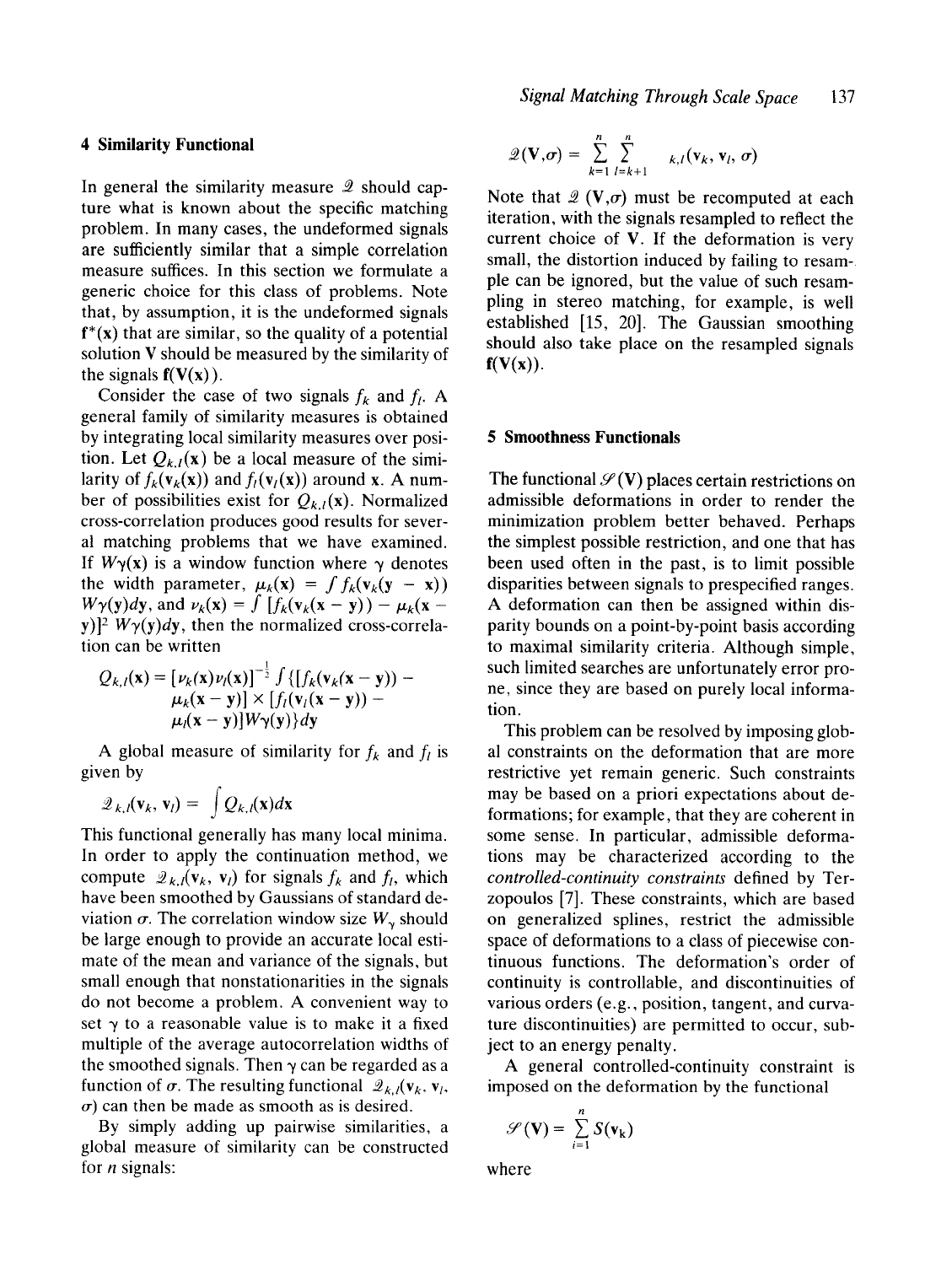## 4 Similarity Functional

In general the similarity measure $\mathcal{Q}$ should capture what is known about the specific matching problem. In many cases, the undeformed signals are sufficiently similar that a simple correlation measure suffices. In this section we formulate a generic choice for this class of problems. Note that, by assumption, it is the undeformed signals $\mathbf{f}^*(\mathbf{x})$ that are similar, so the quality of a potential solution $\mathbf{V}$ should be measured by the similarity of the signals $\mathbf{f}(\mathbf{V}(\mathbf{x}))$.

Consider the case of two signals $f_k$ and $f_l$. A general family of similarity measures is obtained by integrating local similarity measures over position. Let $Q_{k,l}(\mathbf{x})$ be a local measure of the similarity of $f_k(\mathbf{v}_k(\mathbf{x}))$ and $f_l(\mathbf{v}_l(\mathbf{x}))$ around $\mathbf{x}$. A number of possibilities exist for $Q_{k,l}(\mathbf{x})$. Normalized cross-correlation produces good results for several matching problems that we have examined. If $W\gamma(\mathbf{x})$ is a window function where $\gamma$ denotes the width parameter, $\mu_k(\mathbf{x}) = \int f_k(\mathbf{v}_k(\mathbf{y} - \mathbf{x})) W\gamma(\mathbf{y})d\mathbf{y}$, and $\nu_k(\mathbf{x}) = \int [f_k(\mathbf{v}_k(\mathbf{x} - \mathbf{y})) - \mu_k(\mathbf{x} - \mathbf{y})]^2 \, W\gamma(\mathbf{y})d\mathbf{y}$, then the normalized cross-correlation can be written

$$Q_{k,l}(\mathbf{x}) = [\nu_k(\mathbf{x})\nu_l(\mathbf{x})]^{-\frac{1}{2}} \int \{[f_k(\mathbf{v}_k(\mathbf{x} - \mathbf{y})) - \mu_k(\mathbf{x} - \mathbf{y})] \times [f_l(\mathbf{v}_l(\mathbf{x} - \mathbf{y})) - \mu_l(\mathbf{x} - \mathbf{y})]W\gamma(\mathbf{y})\}d\mathbf{y}$$

A global measure of similarity for $f_k$ and $f_l$ is given by

$$\mathcal{Q}_{k,l}(\mathbf{v}_k, \mathbf{v}_l) = \int Q_{k,l}(\mathbf{x})d\mathbf{x}$$

This functional generally has many local minima. In order to apply the continuation method, we compute $\mathcal{Q}_{k,l}(\mathbf{v}_k, \mathbf{v}_l)$ for signals $f_k$ and $f_l$, which have been smoothed by Gaussians of standard deviation $\sigma$. The correlation window size $W_\gamma$ should be large enough to provide an accurate local estimate of the mean and variance of the signals, but small enough that nonstationarities in the signals do not become a problem. A convenient way to set $\gamma$ to a reasonable value is to make it a fixed multiple of the average autocorrelation widths of the smoothed signals. Then $\gamma$ can be regarded as a function of $\sigma$. The resulting functional $\mathcal{Q}_{k,l}(\mathbf{v}_k, \mathbf{v}_l, \sigma)$ can then be made as smooth as is desired.

By simply adding up pairwise similarities, a global measure of similarity can be constructed for $n$ signals:

$$\mathcal{Q}(\mathbf{V},\sigma) = \sum_{k=1}^{n} \sum_{l=k+1}^{n} {}_{k,l}(\mathbf{v}_k, \mathbf{v}_l, \sigma)$$

Note that $\mathcal{Q}$ $(\mathbf{V},\sigma)$ must be recomputed at each iteration, with the signals resampled to reflect the current choice of $\mathbf{V}$. If the deformation is very small, the distortion induced by failing to resample can be ignored, but the value of such resampling in stereo matching, for example, is well established [15, 20]. The Gaussian smoothing should also take place on the resampled signals $\mathbf{f}(\mathbf{V}(\mathbf{x}))$.

## 5 Smoothness Functionals

The functional $\mathcal{S}(\mathbf{V})$ places certain restrictions on admissible deformations in order to render the minimization problem better behaved. Perhaps the simplest possible restriction, and one that has been used often in the past, is to limit possible disparities between signals to prespecified ranges. A deformation can then be assigned within disparity bounds on a point-by-point basis according to maximal similarity criteria. Although simple, such limited searches are unfortunately error prone, since they are based on purely local information.

This problem can be resolved by imposing global constraints on the deformation that are more restrictive yet remain generic. Such constraints may be based on a priori expectations about deformations; for example, that they are coherent in some sense. In particular, admissible deformations may be characterized according to the *controlled-continuity constraints* defined by Terzopoulos [7]. These constraints, which are based on generalized splines, restrict the admissible space of deformations to a class of piecewise continuous functions. The deformation's order of continuity is controllable, and discontinuities of various orders (e.g., position, tangent, and curvature discontinuities) are permitted to occur, subject to an energy penalty.

A general controlled-continuity constraint is imposed on the deformation by the functional

$$\mathcal{S}(\mathbf{V}) = \sum_{i=1}^{n} S(\mathbf{v}_k)$$

where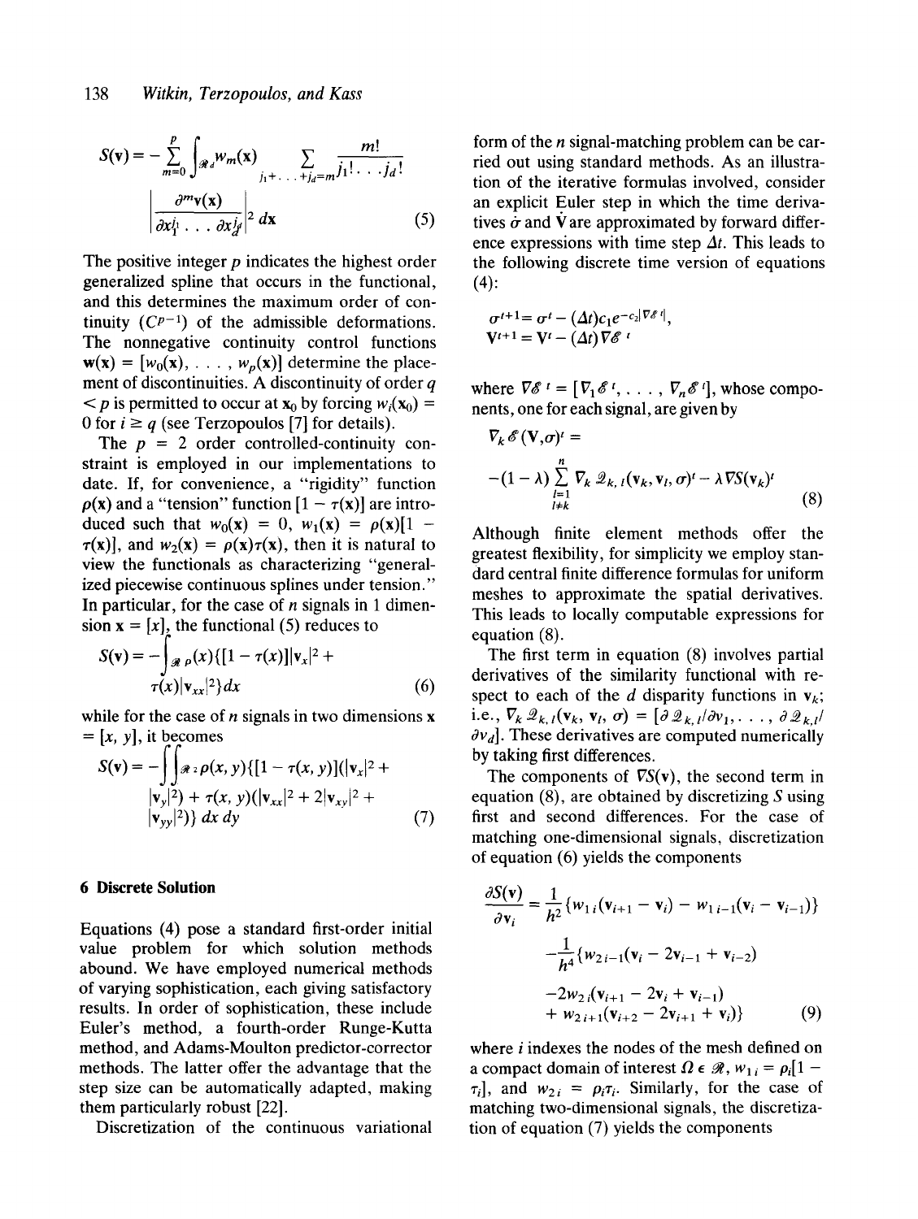$$S(\mathbf{v}) = -\sum_{m=0}^{p} \int_{\mathcal{R}^d} w_m(\mathbf{x}) \sum_{j_1+\ldots+j_d=m} \frac{m!}{j_1!\ldots j_d!} \left| \frac{\partial^m \mathbf{v}(\mathbf{x})}{\partial x_1^{j_1}\ldots \partial x_d^{j_d}} \right|^2 d\mathbf{x} \tag{5}$$

The positive integer $p$ indicates the highest order generalized spline that occurs in the functional, and this determines the maximum order of continuity ($C^{p-1}$) of the admissible deformations. The nonnegative continuity control functions $\mathbf{w}(\mathbf{x}) = [w_0(\mathbf{x}), \ldots, w_p(\mathbf{x})]$ determine the placement of discontinuities. A discontinuity of order $q < p$ is permitted to occur at $\mathbf{x}_0$ by forcing $w_i(\mathbf{x}_0) = 0$ for $i \geq q$ (see Terzopoulos [7] for details).

The $p = 2$ order controlled-continuity constraint is employed in our implementations to date. If, for convenience, a "rigidity" function $\rho(\mathbf{x})$ and a "tension" function $[1 - \tau(\mathbf{x})]$ are introduced such that $w_0(\mathbf{x}) = 0$, $w_1(\mathbf{x}) = \rho(\mathbf{x})[1 - \tau(\mathbf{x})]$, and $w_2(\mathbf{x}) = \rho(\mathbf{x})\tau(\mathbf{x})$, then it is natural to view the functionals as characterizing "generalized piecewise continuous splines under tension." In particular, for the case of $n$ signals in 1 dimension $\mathbf{x} = [x]$, the functional (5) reduces to

$$S(\mathbf{v}) = -\int_{\mathcal{R}} \rho(x)\{[1 - \tau(x)]|\mathbf{v}_x|^2 + \tau(x)|\mathbf{v}_{xx}|^2\} dx \tag{6}$$

while for the case of $n$ signals in two dimensions $\mathbf{x} = [x, y]$, it becomes

$$S(\mathbf{v}) = -\iint_{\mathcal{R}^2} \rho(x, y)\{[1 - \tau(x, y)](|\mathbf{v}_x|^2 + |\mathbf{v}_y|^2) + \tau(x, y)(|\mathbf{v}_{xx}|^2 + 2|\mathbf{v}_{xy}|^2 + |\mathbf{v}_{yy}|^2)\}\, dx\, dy \tag{7}$$

## 6 Discrete Solution

Equations (4) pose a standard first-order initial value problem for which solution methods abound. We have employed numerical methods of varying sophistication, each giving satisfactory results. In order of sophistication, these include Euler's method, a fourth-order Runge-Kutta method, and Adams-Moulton predictor-corrector methods. The latter offer the advantage that the step size can be automatically adapted, making them particularly robust [22].

Discretization of the continuous variational form of the $n$ signal-matching problem can be carried out using standard methods. As an illustration of the iterative formulas involved, consider an explicit Euler step in which the time derivatives $\dot{\sigma}$ and $\dot{\mathbf{V}}$ are approximated by forward difference expressions with time step $\Delta t$. This leads to the following discrete time version of equations (4):

$$\sigma^{t+1} = \sigma^t - (\Delta t)c_1 e^{-c_2|\nabla\mathcal{E}^t|},$$
$$\mathbf{V}^{t+1} = \mathbf{V}^t - (\Delta t)\nabla\mathcal{E}^t$$

where $\nabla\mathcal{E}^t = [\nabla_1\mathcal{E}^t, \ldots, \nabla_n\mathcal{E}^t]$, whose components, one for each signal, are given by

$$\nabla_k\mathcal{E}(\mathbf{V},\sigma)^t = -(1 - \lambda)\sum_{\substack{l=1\\ l\neq k}}^{n} \nabla_k \mathcal{Q}_{k,l}(\mathbf{v}_k, \mathbf{v}_l, \sigma)^t - \lambda\nabla S(\mathbf{v}_k)^t \tag{8}$$

Although finite element methods offer the greatest flexibility, for simplicity we employ standard central finite difference formulas for uniform meshes to approximate the spatial derivatives. This leads to locally computable expressions for equation (8).

The first term in equation (8) involves partial derivatives of the similarity functional with respect to each of the $d$ disparity functions in $\mathbf{v}_k$; i.e., $\nabla_k \mathcal{Q}_{k,l}(\mathbf{v}_k, \mathbf{v}_l, \sigma) = [\partial\mathcal{Q}_{k,l}/\partial v_1, \ldots, \partial\mathcal{Q}_{k,l}/\partial v_d]$. These derivatives are computed numerically by taking first differences.

The components of $\nabla S(\mathbf{v})$, the second term in equation (8), are obtained by discretizing $S$ using first and second differences. For the case of matching one-dimensional signals, discretization of equation (6) yields the components

$$\frac{\partial S(\mathbf{v})}{\partial \mathbf{v}_i} = \frac{1}{h^2}\{w_{1\,i}(\mathbf{v}_{i+1} - \mathbf{v}_i) - w_{1\,i-1}(\mathbf{v}_i - \mathbf{v}_{i-1})\}$$
$$-\frac{1}{h^4}\{w_{2\,i-1}(\mathbf{v}_i - 2\mathbf{v}_{i-1} + \mathbf{v}_{i-2}) - 2w_{2\,i}(\mathbf{v}_{i+1} - 2\mathbf{v}_i + \mathbf{v}_{i-1}) + w_{2\,i+1}(\mathbf{v}_{i+2} - 2\mathbf{v}_{i+1} + \mathbf{v}_i)\} \tag{9}$$

where $i$ indexes the nodes of the mesh defined on a compact domain of interest $\Omega \in \mathcal{R}$, $w_{1\,i} = \rho_i[1 - \tau_i]$, and $w_{2\,i} = \rho_i\tau_i$. Similarly, for the case of matching two-dimensional signals, the discretization of equation (7) yields the components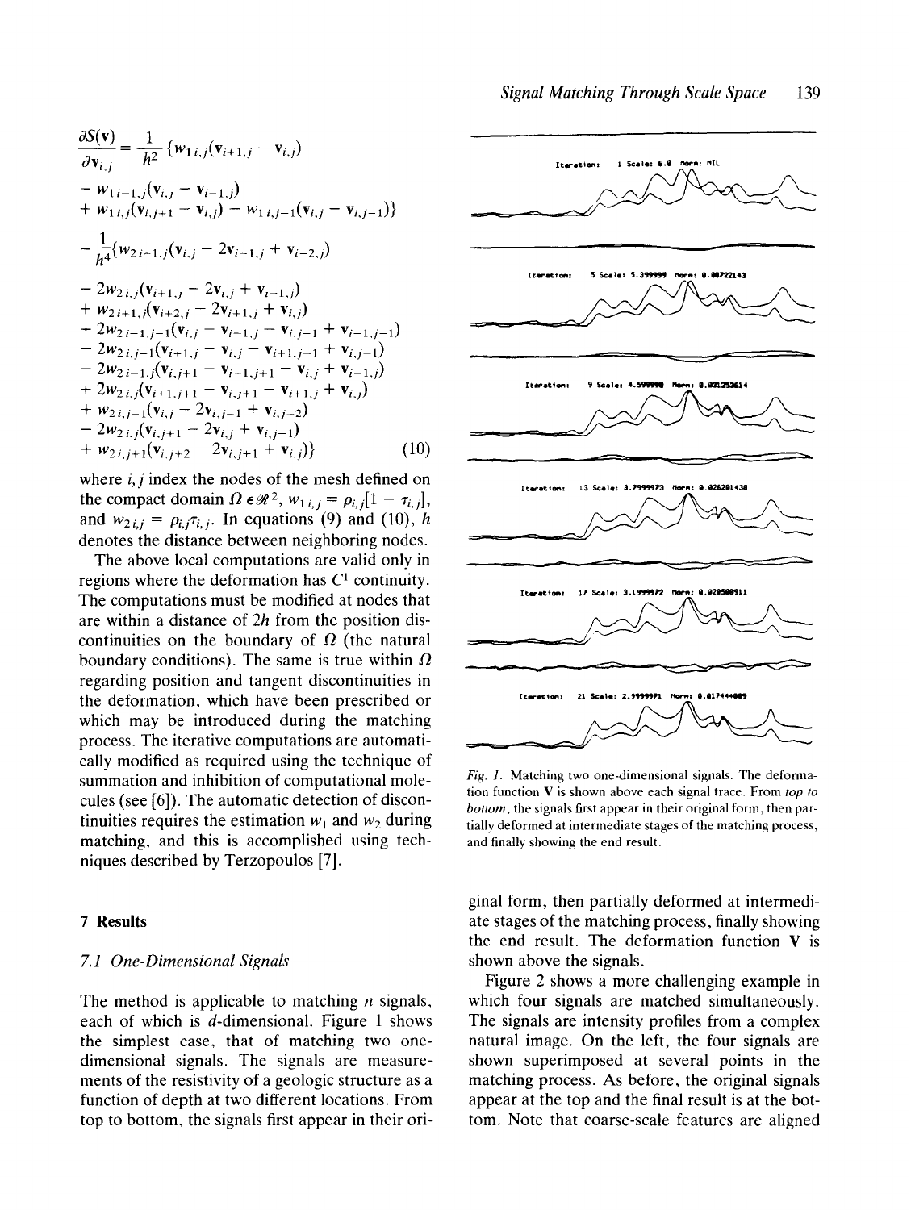$$
\begin{aligned}
\frac{\partial S(\mathbf{v})}{\partial \mathbf{v}_{i,j}} = & \frac{1}{h^2}\{w_{1\,i,j}(\mathbf{v}_{i+1,j} - \mathbf{v}_{i,j}) \\
& - w_{1\,i-1,j}(\mathbf{v}_{i,j} - \mathbf{v}_{i-1,j}) \\
& + w_{1\,i,j}(\mathbf{v}_{i,j+1} - \mathbf{v}_{i,j}) - w_{1\,i,j-1}(\mathbf{v}_{i,j} - \mathbf{v}_{i,j-1})\} \\
& - \frac{1}{h^4}\{w_{2\,i-1,j}(\mathbf{v}_{i,j} - 2\mathbf{v}_{i-1,j} + \mathbf{v}_{i-2,j}) \\
& - 2w_{2\,i,j}(\mathbf{v}_{i+1,j} - 2\mathbf{v}_{i,j} + \mathbf{v}_{i-1,j}) \\
& + w_{2\,i+1,j}(\mathbf{v}_{i+2,j} - 2\mathbf{v}_{i+1,j} + \mathbf{v}_{i,j}) \\
& + 2w_{2\,i-1,j-1}(\mathbf{v}_{i,j} - \mathbf{v}_{i-1,j} - \mathbf{v}_{i,j-1} + \mathbf{v}_{i-1,j-1}) \\
& - 2w_{2\,i,j-1}(\mathbf{v}_{i+1,j} - \mathbf{v}_{i,j} - \mathbf{v}_{i+1,j-1} + \mathbf{v}_{i,j-1}) \\
& - 2w_{2\,i-1,j}(\mathbf{v}_{i,j+1} - \mathbf{v}_{i-1,j+1} - \mathbf{v}_{i,j} + \mathbf{v}_{i-1,j}) \\
& + 2w_{2\,i,j}(\mathbf{v}_{i+1,j+1} - \mathbf{v}_{i,j+1} - \mathbf{v}_{i+1,j} + \mathbf{v}_{i,j}) \\
& + w_{2\,i,j-1}(\mathbf{v}_{i,j} - 2\mathbf{v}_{i,j-1} + \mathbf{v}_{i,j-2}) \\
& - 2w_{2\,i,j}(\mathbf{v}_{i,j+1} - 2\mathbf{v}_{i,j} + \mathbf{v}_{i,j-1}) \\
& + w_{2\,i,j+1}(\mathbf{v}_{i,j+2} - 2\mathbf{v}_{i,j+1} + \mathbf{v}_{i,j})\} \qquad (10)
\end{aligned}
$$

where $i, j$ index the nodes of the mesh defined on the compact domain $\Omega \in \mathscr{R}^2$, $w_{1\,i,j} = \rho_{i,j}[1 - \tau_{i,j}]$, and $w_{2\,i,j} = \rho_{i,j}\tau_{i,j}$. In equations (9) and (10), $h$ denotes the distance between neighboring nodes.

The above local computations are valid only in regions where the deformation has $C^1$ continuity. The computations must be modified at nodes that are within a distance of $2h$ from the position discontinuities on the boundary of $\Omega$ (the natural boundary conditions). The same is true within $\Omega$ regarding position and tangent discontinuities in the deformation, which have been prescribed or which may be introduced during the matching process. The iterative computations are automatically modified as required using the technique of summation and inhibition of computational molecules (see [6]). The automatic detection of discontinuities requires the estimation $w_1$ and $w_2$ during matching, and this is accomplished using techniques described by Terzopoulos [7].

## 7 Results

### 7.1 One-Dimensional Signals

The method is applicable to matching $n$ signals, each of which is $d$-dimensional. Figure 1 shows the simplest case, that of matching two one-dimensional signals. The signals are measurements of the resistivity of a geologic structure as a function of depth at two different locations. From top to bottom, the signals first appear in their original form, then partially deformed at intermediate stages of the matching process, finally showing the end result. The deformation function **V** is shown above the signals.

Figure 2 shows a more challenging example in which four signals are matched simultaneously. The signals are intensity profiles from a complex natural image. On the left, the four signals are shown superimposed at several points in the matching process. As before, the original signals appear at the top and the final result is at the bottom. Note that coarse-scale features are aligned

Iteration: 1 Scale: 6.0 Norm: NIL

Iteration: 5 Scale: 5.399999 Norm: 0.08722143

Iteration: 9 Scale: 4.599998 Norm: 0.031253614

Iteration: 13 Scale: 3.7999973 Norm: 0.026281438

Iteration: 17 Scale: 3.1999972 Norm: 0.020580911

Iteration: 21 Scale: 2.3999971 Norm: 0.017444089

*Fig. 1.* Matching two one-dimensional signals. The deformation function **V** is shown above each signal trace. From *top to bottom*, the signals first appear in their original form, then partially deformed at intermediate stages of the matching process, and finally showing the end result.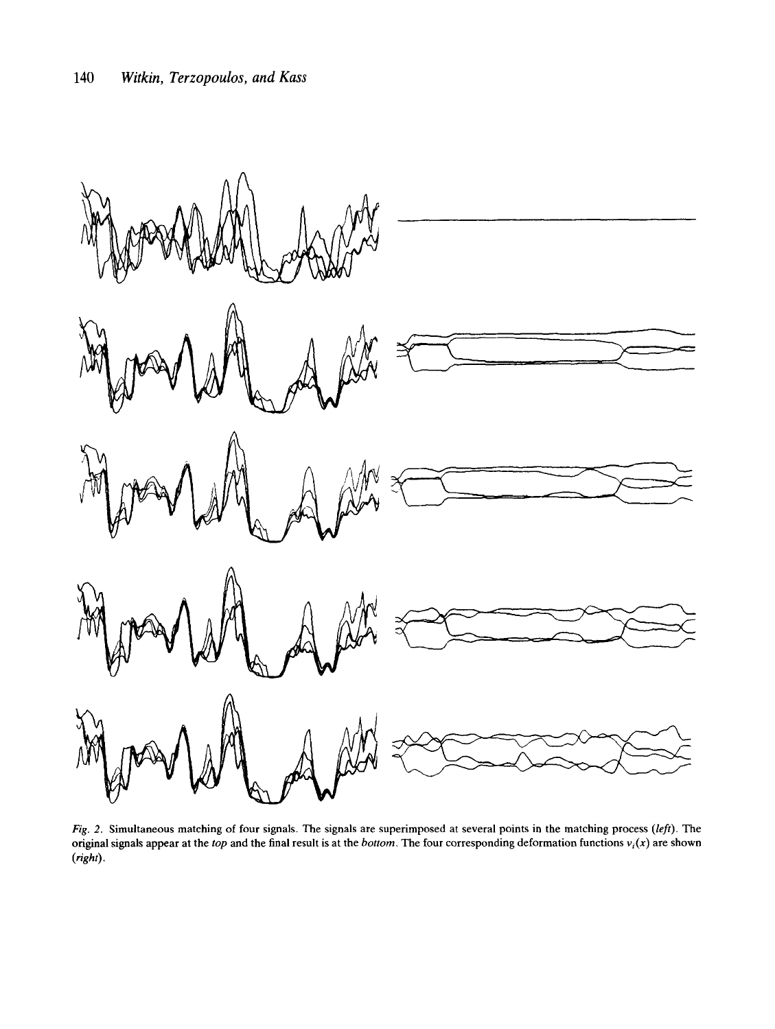*Fig. 2.* Simultaneous matching of four signals. The signals are superimposed at several points in the matching process (*left*). The original signals appear at the *top* and the final result is at the *bottom*. The four corresponding deformation functions $v_i(x)$ are shown (*right*).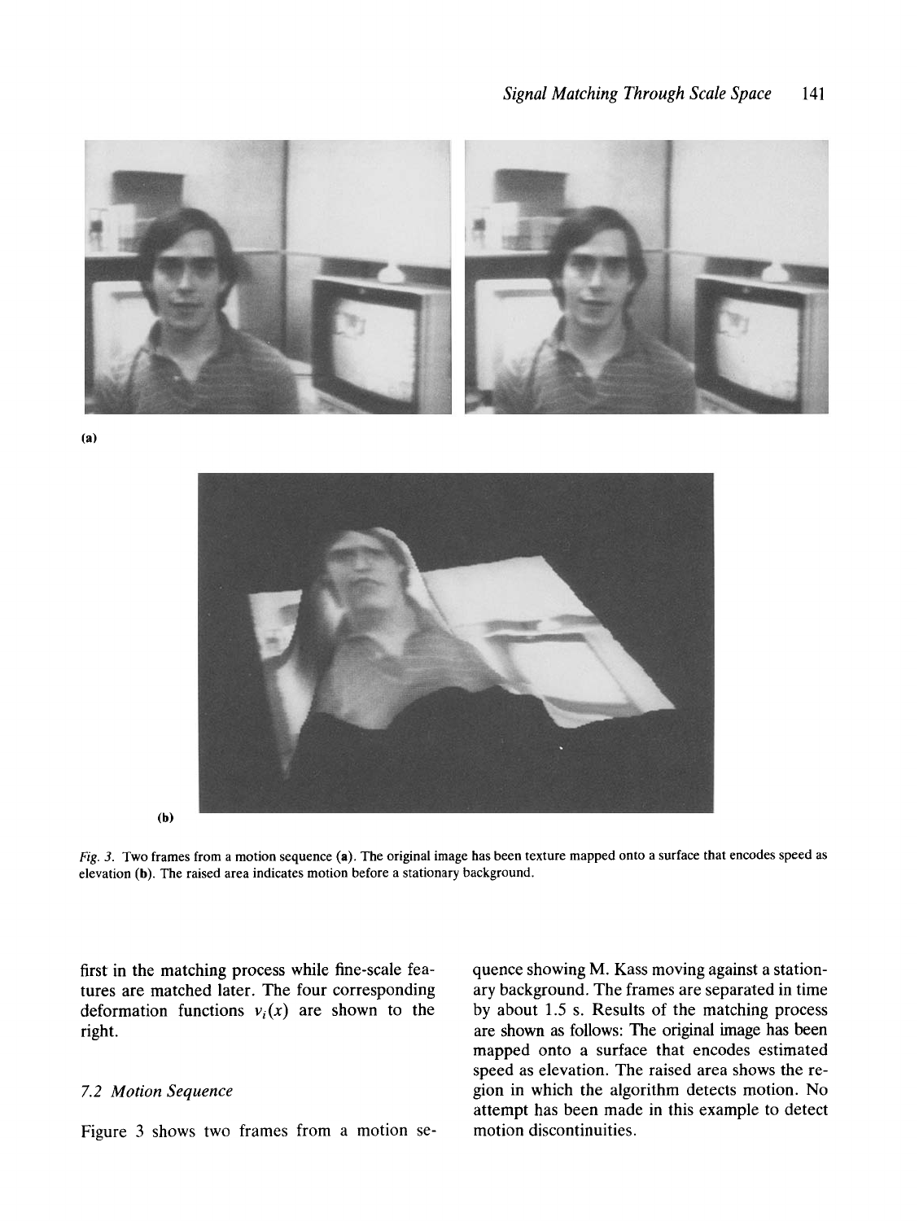(a)

(b)

*Fig. 3.* Two frames from a motion sequence (**a**). The original image has been texture mapped onto a surface that encodes speed as elevation (**b**). The raised area indicates motion before a stationary background.

first in the matching process while fine-scale features are matched later. The four corresponding deformation functions $v_i(x)$ are shown to the right.

### *7.2 Motion Sequence*

Figure 3 shows two frames from a motion sequence showing M. Kass moving against a stationary background. The frames are separated in time by about 1.5 s. Results of the matching process are shown as follows: The original image has been mapped onto a surface that encodes estimated speed as elevation. The raised area shows the region in which the algorithm detects motion. No attempt has been made in this example to detect motion discontinuities.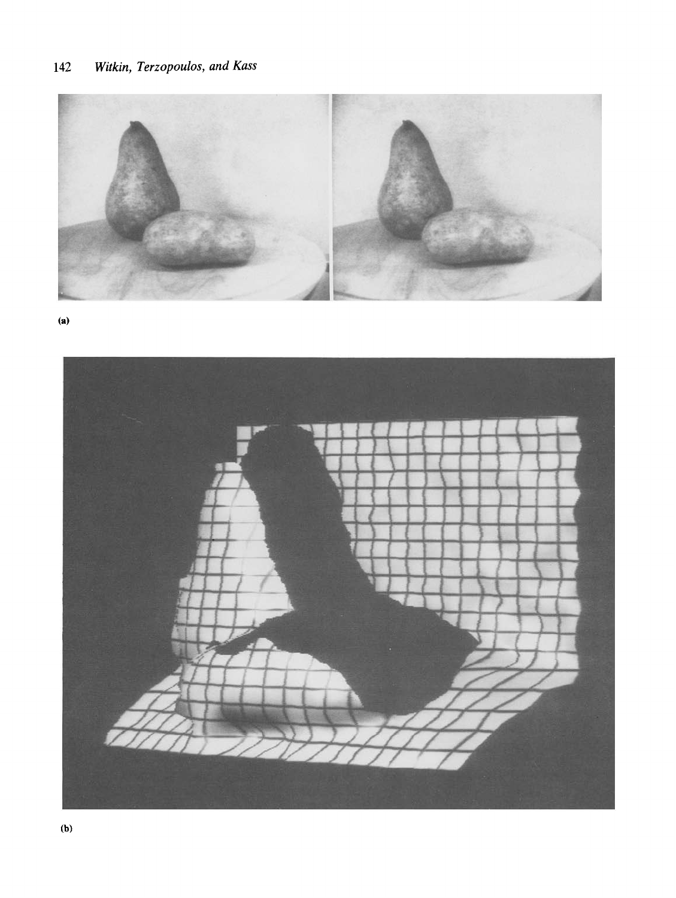(a)

(b)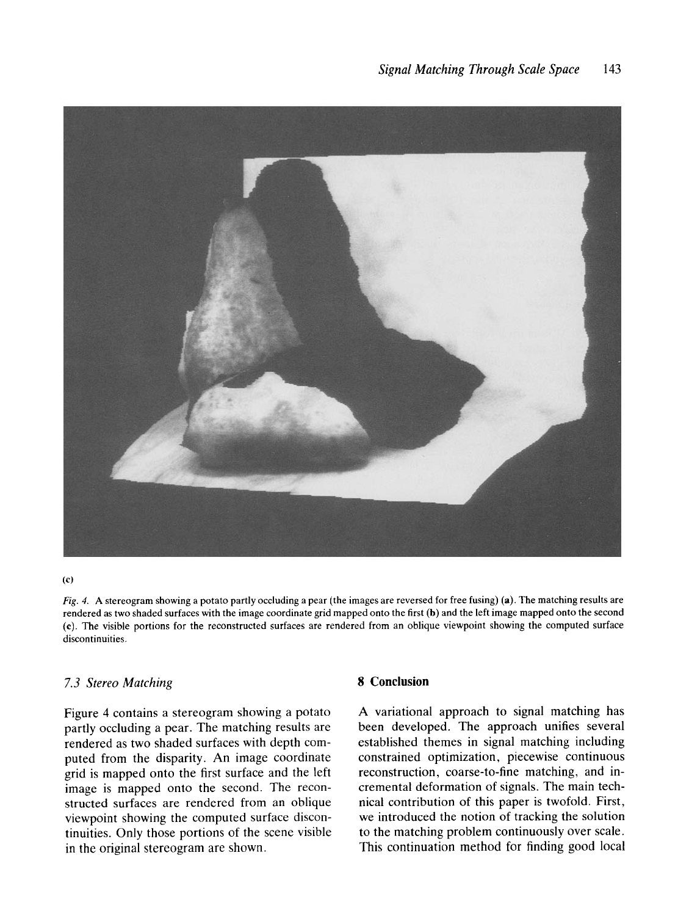(c)

*Fig. 4.* A stereogram showing a potato partly occluding a pear (the images are reversed for free fusing) (**a**). The matching results are rendered as two shaded surfaces with the image coordinate grid mapped onto the first (**b**) and the left image mapped onto the second (**c**). The visible portions for the reconstructed surfaces are rendered from an oblique viewpoint showing the computed surface discontinuities.

### *7.3 Stereo Matching*

Figure 4 contains a stereogram showing a potato partly occluding a pear. The matching results are rendered as two shaded surfaces with depth computed from the disparity. An image coordinate grid is mapped onto the first surface and the left image is mapped onto the second. The reconstructed surfaces are rendered from an oblique viewpoint showing the computed surface discontinuities. Only those portions of the scene visible in the original stereogram are shown.

## 8 Conclusion

A variational approach to signal matching has been developed. The approach unifies several established themes in signal matching including constrained optimization, piecewise continuous reconstruction, coarse-to-fine matching, and incremental deformation of signals. The main technical contribution of this paper is twofold. First, we introduced the notion of tracking the solution to the matching problem continuously over scale. This continuation method for finding good local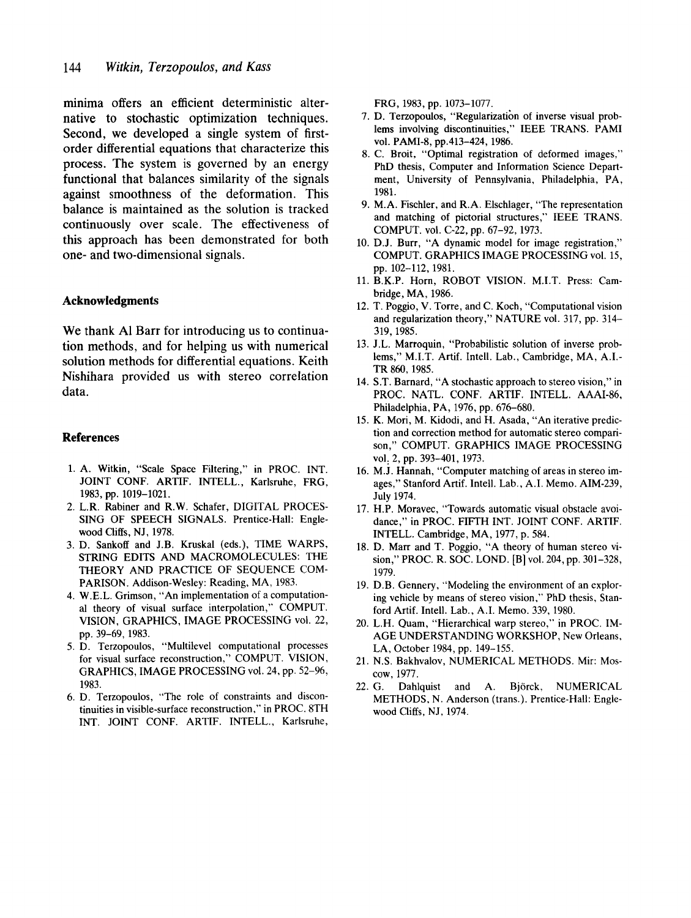minima offers an efficient deterministic alternative to stochastic optimization techniques. Second, we developed a single system of first-order differential equations that characterize this process. The system is governed by an energy functional that balances similarity of the signals against smoothness of the deformation. This balance is maintained as the solution is tracked continuously over scale. The effectiveness of this approach has been demonstrated for both one- and two-dimensional signals.

### Acknowledgments

We thank Al Barr for introducing us to continuation methods, and for helping us with numerical solution methods for differential equations. Keith Nishihara provided us with stereo correlation data.

### References

1. A. Witkin, "Scale Space Filtering," in PROC. INT. JOINT CONF. ARTIF. INTELL., Karlsruhe, FRG, 1983, pp. 1019–1021.
2. L.R. Rabiner and R.W. Schafer, DIGITAL PROCESSING OF SPEECH SIGNALS. Prentice-Hall: Englewood Cliffs, NJ, 1978.
3. D. Sankoff and J.B. Kruskal (eds.), TIME WARPS, STRING EDITS AND MACROMOLECULES: THE THEORY AND PRACTICE OF SEQUENCE COMPARISON. Addison-Wesley: Reading, MA, 1983.
4. W.E.L. Grimson, "An implementation of a computational theory of visual surface interpolation," COMPUT. VISION, GRAPHICS, IMAGE PROCESSING vol. 22, pp. 39–69, 1983.
5. D. Terzopoulos, "Multilevel computational processes for visual surface reconstruction," COMPUT. VISION, GRAPHICS, IMAGE PROCESSING vol. 24, pp. 52–96, 1983.
6. D. Terzopoulos, "The role of constraints and discontinuities in visible-surface reconstruction," in PROC. 8TH INT. JOINT CONF. ARTIF. INTELL., Karlsruhe, FRG, 1983, pp. 1073–1077.
7. D. Terzopoulos, "Regularization of inverse visual problems involving discontinuities," IEEE TRANS. PAMI vol. PAMI-8, pp.413–424, 1986.
8. C. Broit, "Optimal registration of deformed images," PhD thesis, Computer and Information Science Department, University of Pennsylvania, Philadelphia, PA, 1981.
9. M.A. Fischler, and R.A. Elschlager, "The representation and matching of pictorial structures," IEEE TRANS. COMPUT. vol. C-22, pp. 67–92, 1973.
10. D.J. Burr, "A dynamic model for image registration," COMPUT. GRAPHICS IMAGE PROCESSING vol. 15, pp. 102–112, 1981.
11. B.K.P. Horn, ROBOT VISION. M.I.T. Press: Cambridge, MA, 1986.
12. T. Poggio, V. Torre, and C. Koch, "Computational vision and regularization theory," NATURE vol. 317, pp. 314–319, 1985.
13. J.L. Marroquin, "Probabilistic solution of inverse problems," M.I.T. Artif. Intell. Lab., Cambridge, MA, A.I.-TR 860, 1985.
14. S.T. Barnard, "A stochastic approach to stereo vision," in PROC. NATL. CONF. ARTIF. INTELL. AAAI-86, Philadelphia, PA, 1976, pp. 676–680.
15. K. Mori, M. Kidodi, and H. Asada, "An iterative prediction and correction method for automatic stereo comparison," COMPUT. GRAPHICS IMAGE PROCESSING vol. 2, pp. 393–401, 1973.
16. M.J. Hannah, "Computer matching of areas in stereo images," Stanford Artif. Intell. Lab., A.I. Memo. AIM-239, July 1974.
17. H.P. Moravec, "Towards automatic visual obstacle avoidance," in PROC. FIFTH INT. JOINT CONF. ARTIF. INTELL. Cambridge, MA, 1977, p. 584.
18. D. Marr and T. Poggio, "A theory of human stereo vision," PROC. R. SOC. LOND. [B] vol. 204, pp. 301–328, 1979.
19. D.B. Gennery, "Modeling the environment of an exploring vehicle by means of stereo vision," PhD thesis, Stanford Artif. Intell. Lab., A.I. Memo. 339, 1980.
20. L.H. Quam, "Hierarchical warp stereo," in PROC. IMAGE UNDERSTANDING WORKSHOP, New Orleans, LA, October 1984, pp. 149–155.
21. N.S. Bakhvalov, NUMERICAL METHODS. Mir: Moscow, 1977.
22. G. Dahlquist and A. Björck, NUMERICAL METHODS, N. Anderson (trans.). Prentice-Hall: Englewood Cliffs, NJ, 1974.